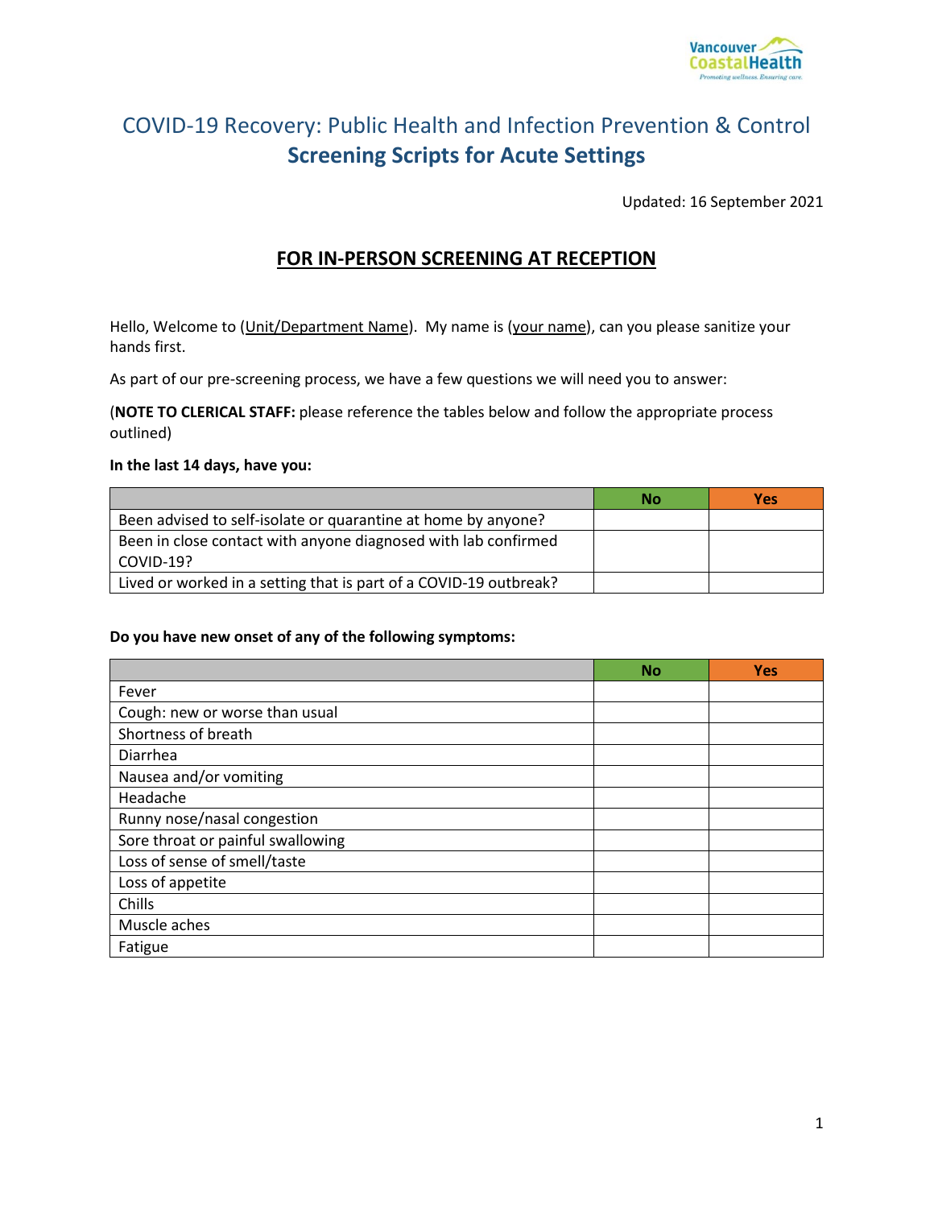# COVID-19 Recovery: Public Health and Infection Prevention & Control

## Screening Scripts for Acute Settings

Updated: 16 September 2021

## FOR IN-PERSON SCREENING AT RECEPTION

Hello, Welcome to (Unit/Department Name). My name is (your name), can you please sanitize your hands first.

As part of our pre-screening process, we have a few questions we will need you to answer:

(**NOTE TO CLERICAL STAFF:** please reference the tables below and follow the appropriate process outlined)

**In the last 14 days, have you:**

| | No | Yes |
|---|---|---|
| Been advised to self-isolate or quarantine at home by anyone? | | |
| Been in close contact with anyone diagnosed with lab confirmed COVID-19? | | |
| Lived or worked in a setting that is part of a COVID-19 outbreak? | | |

**Do you have new onset of any of the following symptoms:**

| | No | Yes |
|---|---|---|
| Fever | | |
| Cough: new or worse than usual | | |
| Shortness of breath | | |
| Diarrhea | | |
| Nausea and/or vomiting | | |
| Headache | | |
| Runny nose/nasal congestion | | |
| Sore throat or painful swallowing | | |
| Loss of sense of smell/taste | | |
| Loss of appetite | | |
| Chills | | |
| Muscle aches | | |
| Fatigue | | |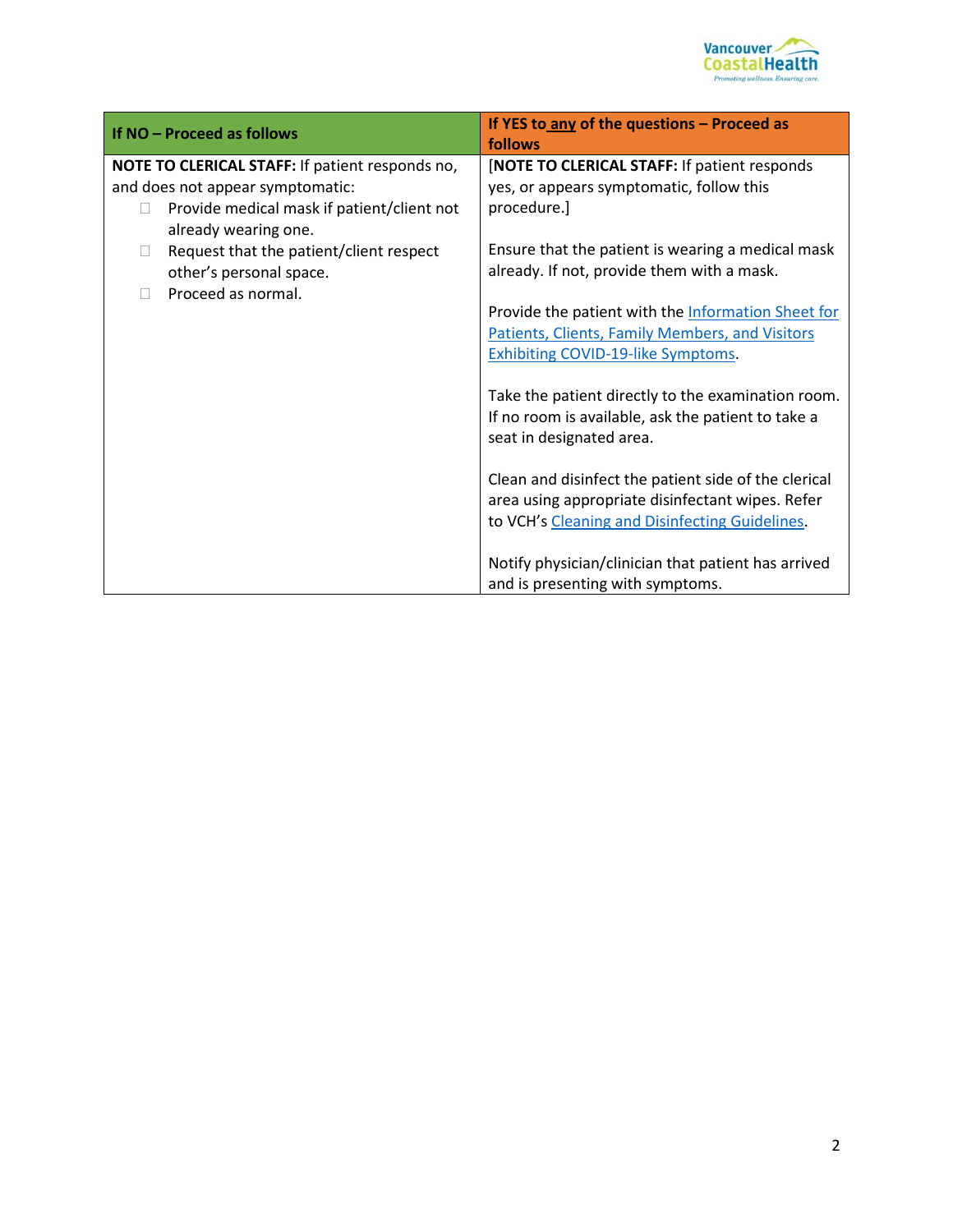| If NO – Proceed as follows | If YES to any of the questions – Proceed as follows |
|---|---|
| **NOTE TO CLERICAL STAFF:** If patient responds no, and does not appear symptomatic:<br>☐ Provide medical mask if patient/client not already wearing one.<br>☐ Request that the patient/client respect other's personal space.<br>☐ Proceed as normal. | [**NOTE TO CLERICAL STAFF:** If patient responds yes, or appears symptomatic, follow this procedure.]<br><br>Ensure that the patient is wearing a medical mask already. If not, provide them with a mask.<br><br>Provide the patient with the Information Sheet for Patients, Clients, Family Members, and Visitors Exhibiting COVID-19-like Symptoms.<br><br>Take the patient directly to the examination room. If no room is available, ask the patient to take a seat in designated area.<br><br>Clean and disinfect the patient side of the clerical area using appropriate disinfectant wipes. Refer to VCH's Cleaning and Disinfecting Guidelines.<br><br>Notify physician/clinician that patient has arrived and is presenting with symptoms. |